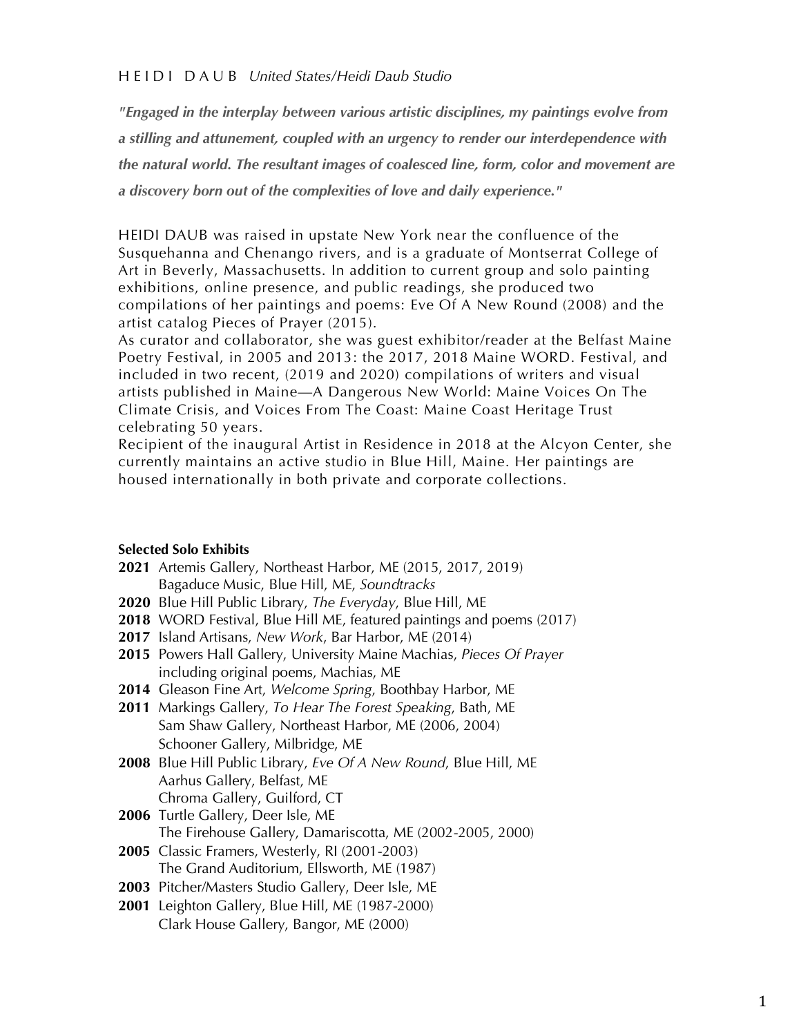H E I D I   D A U B  *United States/Heidi Daub Studio*

***"Engaged in the interplay between various artistic disciplines, my paintings evolve from a stilling and attunement, coupled with an urgency to render our interdependence with the natural world. The resultant images of coalesced line, form, color and movement are a discovery born out of the complexities of love and daily experience."***

HEIDI DAUB was raised in upstate New York near the confluence of the Susquehanna and Chenango rivers, and is a graduate of Montserrat College of Art in Beverly, Massachusetts. In addition to current group and solo painting exhibitions, online presence, and public readings, she produced two compilations of her paintings and poems: Eve Of A New Round (2008) and the artist catalog Pieces of Prayer (2015).
As curator and collaborator, she was guest exhibitor/reader at the Belfast Maine Poetry Festival, in 2005 and 2013: the 2017, 2018 Maine WORD. Festival, and included in two recent, (2019 and 2020) compilations of writers and visual artists published in Maine—A Dangerous New World: Maine Voices On The Climate Crisis, and Voices From The Coast: Maine Coast Heritage Trust celebrating 50 years.
Recipient of the inaugural Artist in Residence in 2018 at the Alcyon Center, she currently maintains an active studio in Blue Hill, Maine. Her paintings are housed internationally in both private and corporate collections.

**Selected Solo Exhibits**

**2021** Artemis Gallery, Northeast Harbor, ME (2015, 2017, 2019)
Bagaduce Music, Blue Hill, ME, *Soundtracks*
**2020** Blue Hill Public Library, *The Everyday*, Blue Hill, ME
**2018** WORD Festival, Blue Hill ME, featured paintings and poems (2017)
**2017** Island Artisans, *New Work*, Bar Harbor, ME (2014)
**2015** Powers Hall Gallery, University Maine Machias, *Pieces Of Prayer* including original poems, Machias, ME
**2014** Gleason Fine Art, *Welcome Spring*, Boothbay Harbor, ME
**2011** Markings Gallery, *To Hear The Forest Speaking*, Bath, ME
Sam Shaw Gallery, Northeast Harbor, ME (2006, 2004)
Schooner Gallery, Milbridge, ME
**2008** Blue Hill Public Library, *Eve Of A New Round*, Blue Hill, ME
Aarhus Gallery, Belfast, ME
Chroma Gallery, Guilford, CT
**2006** Turtle Gallery, Deer Isle, ME
The Firehouse Gallery, Damariscotta, ME (2002-2005, 2000)
**2005** Classic Framers, Westerly, RI (2001-2003)
The Grand Auditorium, Ellsworth, ME (1987)
**2003** Pitcher/Masters Studio Gallery, Deer Isle, ME
**2001** Leighton Gallery, Blue Hill, ME (1987-2000)
Clark House Gallery, Bangor, ME (2000)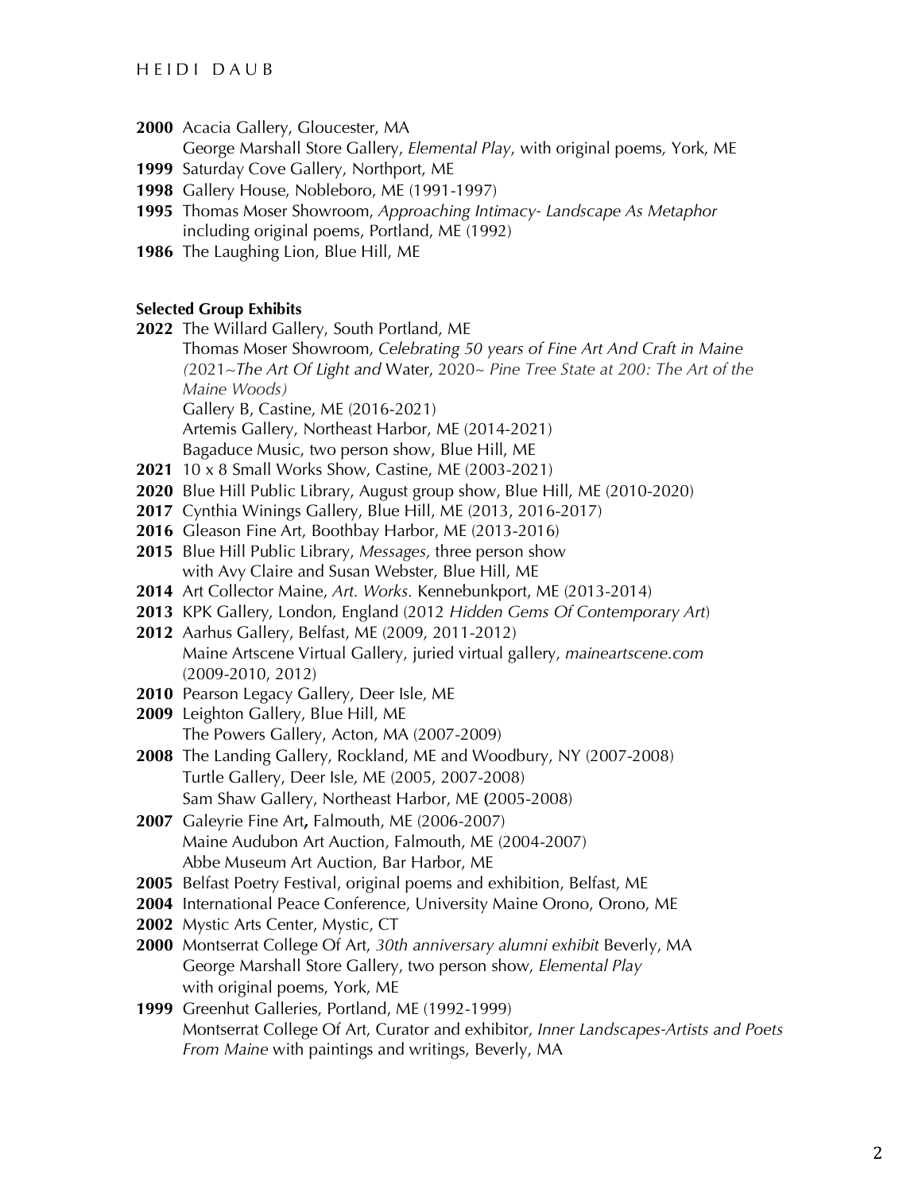**2000** Acacia Gallery, Gloucester, MA
George Marshall Store Gallery, *Elemental Play*, with original poems, York, ME

**1999** Saturday Cove Gallery, Northport, ME

**1998** Gallery House, Nobleboro, ME (1991-1997)

**1995** Thomas Moser Showroom, *Approaching Intimacy- Landscape As Metaphor* including original poems, Portland, ME (1992)

**1986** The Laughing Lion, Blue Hill, ME

**Selected Group Exhibits**

**2022** The Willard Gallery, South Portland, ME
Thomas Moser Showroom, *Celebrating 50 years of Fine Art And Craft in Maine (*2021~*The Art Of Light and* Water, 2020~ *Pine Tree State at 200: The Art of the Maine Woods)*
Gallery B, Castine, ME (2016-2021)
Artemis Gallery, Northeast Harbor, ME (2014-2021)
Bagaduce Music, two person show, Blue Hill, ME

**2021** 10 x 8 Small Works Show, Castine, ME (2003-2021)

**2020** Blue Hill Public Library, August group show, Blue Hill, ME (2010-2020)

**2017** Cynthia Winings Gallery, Blue Hill, ME (2013, 2016-2017)

**2016** Gleason Fine Art, Boothbay Harbor, ME (2013-2016)

**2015** Blue Hill Public Library, *Messages,* three person show with Avy Claire and Susan Webster, Blue Hill, ME

**2014** Art Collector Maine, *Art. Works.* Kennebunkport, ME (2013-2014)

**2013** KPK Gallery, London, England (2012 *Hidden Gems Of Contemporary Art*)

**2012** Aarhus Gallery, Belfast, ME (2009, 2011-2012)
Maine Artscene Virtual Gallery, juried virtual gallery, *maineartscene.com* (2009-2010, 2012)

**2010** Pearson Legacy Gallery, Deer Isle, ME

**2009** Leighton Gallery, Blue Hill, ME
The Powers Gallery, Acton, MA (2007-2009)

**2008** The Landing Gallery, Rockland, ME and Woodbury, NY (2007-2008)
Turtle Gallery, Deer Isle, ME (2005, 2007-2008)
Sam Shaw Gallery, Northeast Harbor, ME (2005-2008)

**2007** Galeyrie Fine Art**,** Falmouth, ME (2006-2007)
Maine Audubon Art Auction, Falmouth, ME (2004-2007)
Abbe Museum Art Auction, Bar Harbor, ME

**2005** Belfast Poetry Festival, original poems and exhibition, Belfast, ME

**2004** International Peace Conference, University Maine Orono, Orono, ME

**2002** Mystic Arts Center, Mystic, CT

**2000** Montserrat College Of Art, *30th anniversary alumni exhibit* Beverly, MA
George Marshall Store Gallery, two person show, *Elemental Play* with original poems, York, ME

**1999** Greenhut Galleries, Portland, ME (1992-1999)
Montserrat College Of Art, Curator and exhibitor, *Inner Landscapes-Artists and Poets From Maine* with paintings and writings, Beverly, MA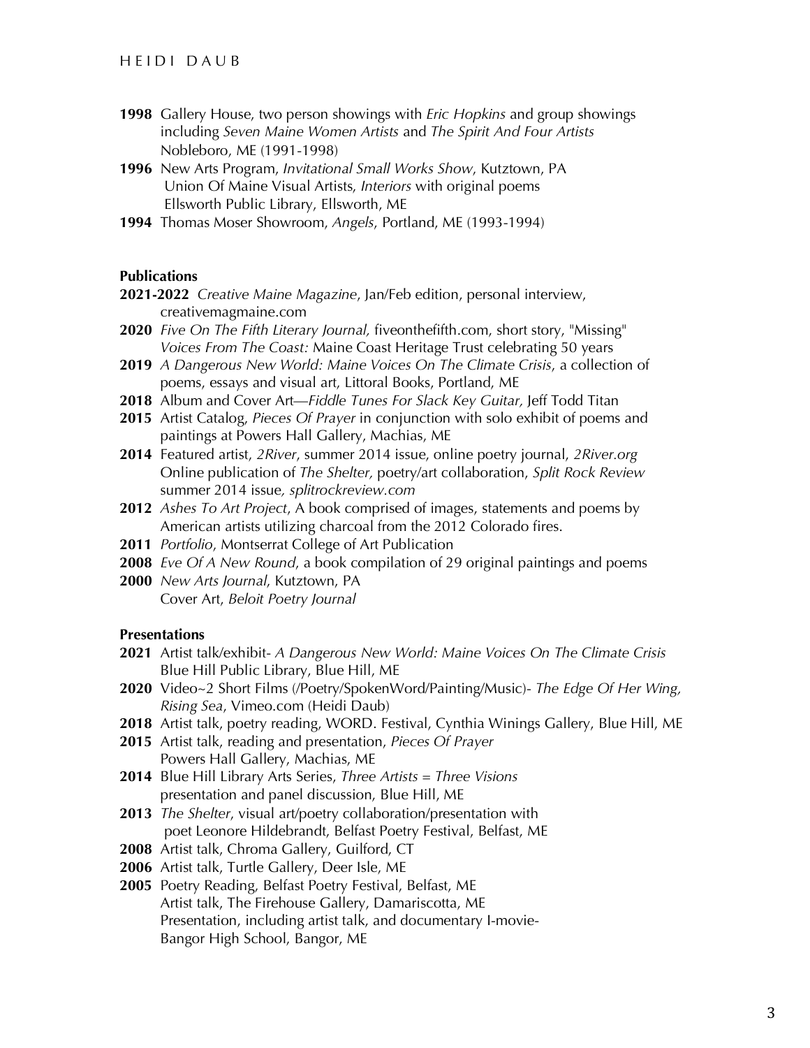**1998** Gallery House, two person showings with *Eric Hopkins* and group showings including *Seven Maine Women Artists* and *The Spirit And Four Artists* Nobleboro, ME (1991-1998)

**1996** New Arts Program, *Invitational Small Works Show*, Kutztown, PA
Union Of Maine Visual Artists, *Interiors* with original poems
Ellsworth Public Library, Ellsworth, ME

**1994** Thomas Moser Showroom, *Angels*, Portland, ME (1993-1994)

**Publications**

**2021-2022** *Creative Maine Magazine*, Jan/Feb edition, personal interview, creativemagmaine.com

**2020** *Five On The Fifth Literary Journal,* fiveonthefifth.com, short story, "Missing"
*Voices From The Coast:* Maine Coast Heritage Trust celebrating 50 years

**2019** *A Dangerous New World: Maine Voices On The Climate Crisis*, a collection of poems, essays and visual art, Littoral Books, Portland, ME

**2018** Album and Cover Art—*Fiddle Tunes For Slack Key Guitar,* Jeff Todd Titan

**2015** Artist Catalog, *Pieces Of Prayer* in conjunction with solo exhibit of poems and paintings at Powers Hall Gallery, Machias, ME

**2014** Featured artist, *2River*, summer 2014 issue, online poetry journal, *2River.org*
Online publication of *The Shelter,* poetry/art collaboration, *Split Rock Review* summer 2014 issue*, splitrockreview.com*

**2012** *Ashes To Art Project*, A book comprised of images, statements and poems by American artists utilizing charcoal from the 2012 Colorado fires.

**2011** *Portfolio*, Montserrat College of Art Publication

**2008** *Eve Of A New Round*, a book compilation of 29 original paintings and poems

**2000** *New Arts Journal*, Kutztown, PA
Cover Art, *Beloit Poetry Journal*

**Presentations**

**2021** Artist talk/exhibit- *A Dangerous New World: Maine Voices On The Climate Crisis* Blue Hill Public Library, Blue Hill, ME

**2020** Video~2 Short Films (/Poetry/SpokenWord/Painting/Music)- *The Edge Of Her Wing, Rising Sea*, Vimeo.com (Heidi Daub)

**2018** Artist talk, poetry reading, WORD. Festival, Cynthia Winings Gallery, Blue Hill, ME

**2015** Artist talk, reading and presentation, *Pieces Of Prayer*
Powers Hall Gallery, Machias, ME

**2014** Blue Hill Library Arts Series, *Three Artists = Three Visions* presentation and panel discussion, Blue Hill, ME

**2013** *The Shelter*, visual art/poetry collaboration/presentation with poet Leonore Hildebrandt, Belfast Poetry Festival, Belfast, ME

**2008** Artist talk, Chroma Gallery, Guilford, CT

**2006** Artist talk, Turtle Gallery, Deer Isle, ME

**2005** Poetry Reading, Belfast Poetry Festival, Belfast, ME
Artist talk, The Firehouse Gallery, Damariscotta, ME
Presentation, including artist talk, and documentary I-movie-
Bangor High School, Bangor, ME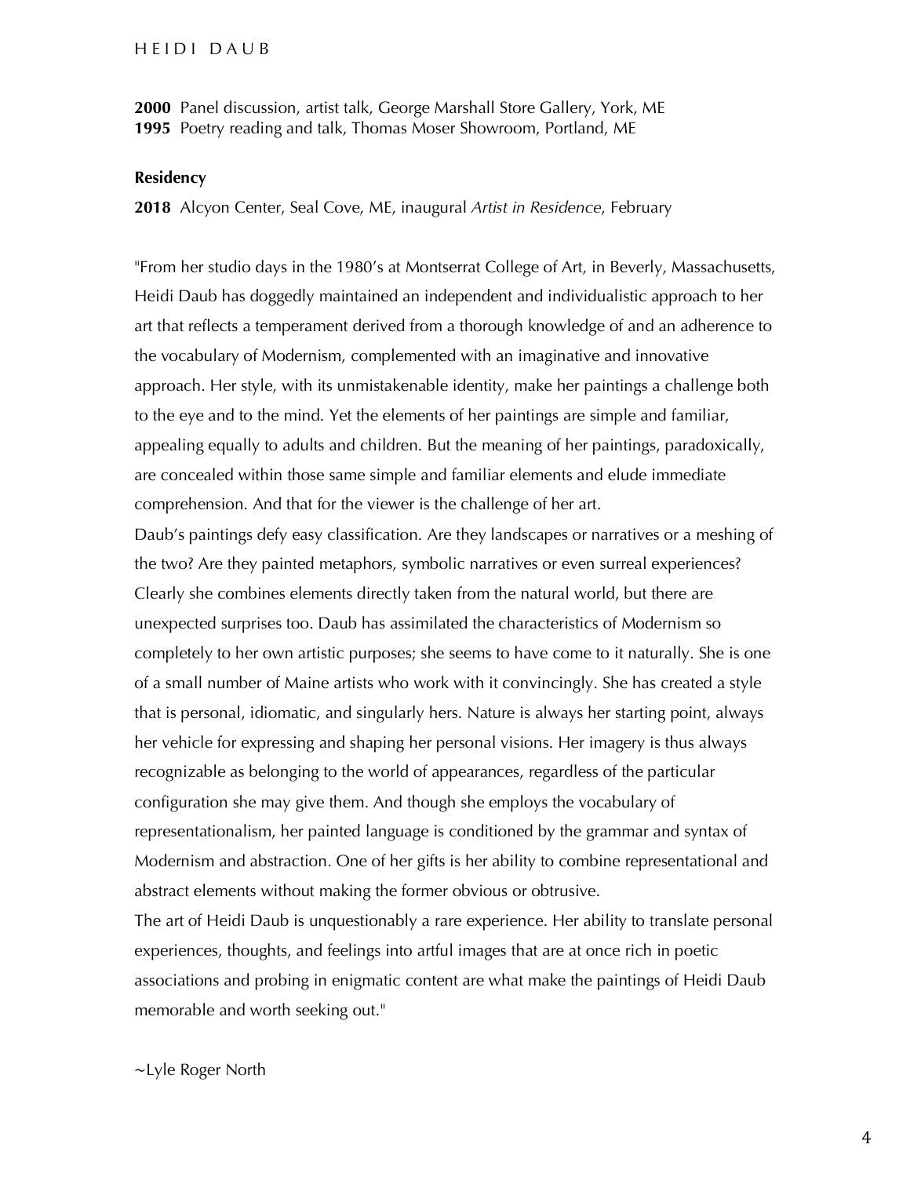**2000** Panel discussion, artist talk, George Marshall Store Gallery, York, ME
**1995** Poetry reading and talk, Thomas Moser Showroom, Portland, ME

**Residency**

**2018** Alcyon Center, Seal Cove, ME, inaugural *Artist in Residence*, February

"From her studio days in the 1980's at Montserrat College of Art, in Beverly, Massachusetts, Heidi Daub has doggedly maintained an independent and individualistic approach to her art that reflects a temperament derived from a thorough knowledge of and an adherence to the vocabulary of Modernism, complemented with an imaginative and innovative approach. Her style, with its unmistakenable identity, make her paintings a challenge both to the eye and to the mind. Yet the elements of her paintings are simple and familiar, appealing equally to adults and children. But the meaning of her paintings, paradoxically, are concealed within those same simple and familiar elements and elude immediate comprehension. And that for the viewer is the challenge of her art.
Daub's paintings defy easy classification. Are they landscapes or narratives or a meshing of the two? Are they painted metaphors, symbolic narratives or even surreal experiences? Clearly she combines elements directly taken from the natural world, but there are unexpected surprises too. Daub has assimilated the characteristics of Modernism so completely to her own artistic purposes; she seems to have come to it naturally. She is one of a small number of Maine artists who work with it convincingly. She has created a style that is personal, idiomatic, and singularly hers. Nature is always her starting point, always her vehicle for expressing and shaping her personal visions. Her imagery is thus always recognizable as belonging to the world of appearances, regardless of the particular configuration she may give them. And though she employs the vocabulary of representationalism, her painted language is conditioned by the grammar and syntax of Modernism and abstraction. One of her gifts is her ability to combine representational and abstract elements without making the former obvious or obtrusive.
The art of Heidi Daub is unquestionably a rare experience. Her ability to translate personal experiences, thoughts, and feelings into artful images that are at once rich in poetic associations and probing in enigmatic content are what make the paintings of Heidi Daub memorable and worth seeking out."

~Lyle Roger North